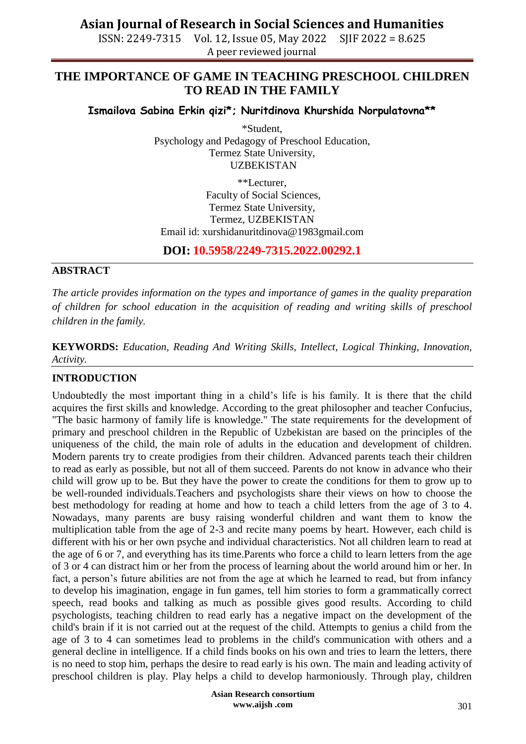# THE IMPORTANCE OF GAME IN TEACHING PRESCHOOL CHILDREN TO READ IN THE FAMILY

**Ismailova Sabina Erkin qizi*; Nuritdinova Khurshida Norpulatovna****

*Student,
Psychology and Pedagogy of Preschool Education,
Termez State University,
UZBEKISTAN

**Lecturer,
Faculty of Social Sciences,
Termez State University,
Termez, UZBEKISTAN
Email id: xurshidanuritdinova@1983gmail.com

**DOI: 10.5958/2249-7315.2022.00292.1**

## ABSTRACT

*The article provides information on the types and importance of games in the quality preparation of children for school education in the acquisition of reading and writing skills of preschool children in the family.*

**KEYWORDS:** *Education, Reading And Writing Skills, Intellect, Logical Thinking, Innovation, Activity.*

## INTRODUCTION

Undoubtedly the most important thing in a child's life is his family. It is there that the child acquires the first skills and knowledge. According to the great philosopher and teacher Confucius, "The basic harmony of family life is knowledge." The state requirements for the development of primary and preschool children in the Republic of Uzbekistan are based on the principles of the uniqueness of the child, the main role of adults in the education and development of children. Modern parents try to create prodigies from their children. Advanced parents teach their children to read as early as possible, but not all of them succeed. Parents do not know in advance who their child will grow up to be. But they have the power to create the conditions for them to grow up to be well-rounded individuals.Teachers and psychologists share their views on how to choose the best methodology for reading at home and how to teach a child letters from the age of 3 to 4. Nowadays, many parents are busy raising wonderful children and want them to know the multiplication table from the age of 2-3 and recite many poems by heart. However, each child is different with his or her own psyche and individual characteristics. Not all children learn to read at the age of 6 or 7, and everything has its time.Parents who force a child to learn letters from the age of 3 or 4 can distract him or her from the process of learning about the world around him or her. In fact, a person's future abilities are not from the age at which he learned to read, but from infancy to develop his imagination, engage in fun games, tell him stories to form a grammatically correct speech, read books and talking as much as possible gives good results. According to child psychologists, teaching children to read early has a negative impact on the development of the child's brain if it is not carried out at the request of the child. Attempts to genius a child from the age of 3 to 4 can sometimes lead to problems in the child's communication with others and a general decline in intelligence. If a child finds books on his own and tries to learn the letters, there is no need to stop him, perhaps the desire to read early is his own. The main and leading activity of preschool children is play. Play helps a child to develop harmoniously. Through play, children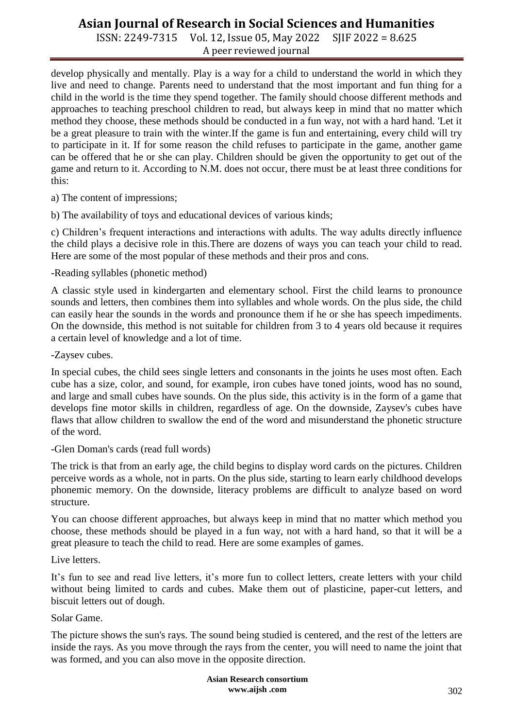develop physically and mentally. Play is a way for a child to understand the world in which they live and need to change. Parents need to understand that the most important and fun thing for a child in the world is the time they spend together. The family should choose different methods and approaches to teaching preschool children to read, but always keep in mind that no matter which method they choose, these methods should be conducted in a fun way, not with a hard hand. 'Let it be a great pleasure to train with the winter.If the game is fun and entertaining, every child will try to participate in it. If for some reason the child refuses to participate in the game, another game can be offered that he or she can play. Children should be given the opportunity to get out of the game and return to it. According to N.M. does not occur, there must be at least three conditions for this:

a) The content of impressions;

b) The availability of toys and educational devices of various kinds;

c) Children's frequent interactions and interactions with adults. The way adults directly influence the child plays a decisive role in this.There are dozens of ways you can teach your child to read. Here are some of the most popular of these methods and their pros and cons.

-Reading syllables (phonetic method)

A classic style used in kindergarten and elementary school. First the child learns to pronounce sounds and letters, then combines them into syllables and whole words. On the plus side, the child can easily hear the sounds in the words and pronounce them if he or she has speech impediments. On the downside, this method is not suitable for children from 3 to 4 years old because it requires a certain level of knowledge and a lot of time.

-Zaysev cubes.

In special cubes, the child sees single letters and consonants in the joints he uses most often. Each cube has a size, color, and sound, for example, iron cubes have toned joints, wood has no sound, and large and small cubes have sounds. On the plus side, this activity is in the form of a game that develops fine motor skills in children, regardless of age. On the downside, Zaysev's cubes have flaws that allow children to swallow the end of the word and misunderstand the phonetic structure of the word.

-Glen Doman's cards (read full words)

The trick is that from an early age, the child begins to display word cards on the pictures. Children perceive words as a whole, not in parts. On the plus side, starting to learn early childhood develops phonemic memory. On the downside, literacy problems are difficult to analyze based on word structure.

You can choose different approaches, but always keep in mind that no matter which method you choose, these methods should be played in a fun way, not with a hard hand, so that it will be a great pleasure to teach the child to read. Here are some examples of games.

Live letters.

It's fun to see and read live letters, it's more fun to collect letters, create letters with your child without being limited to cards and cubes. Make them out of plasticine, paper-cut letters, and biscuit letters out of dough.

Solar Game.

The picture shows the sun's rays. The sound being studied is centered, and the rest of the letters are inside the rays. As you move through the rays from the center, you will need to name the joint that was formed, and you can also move in the opposite direction.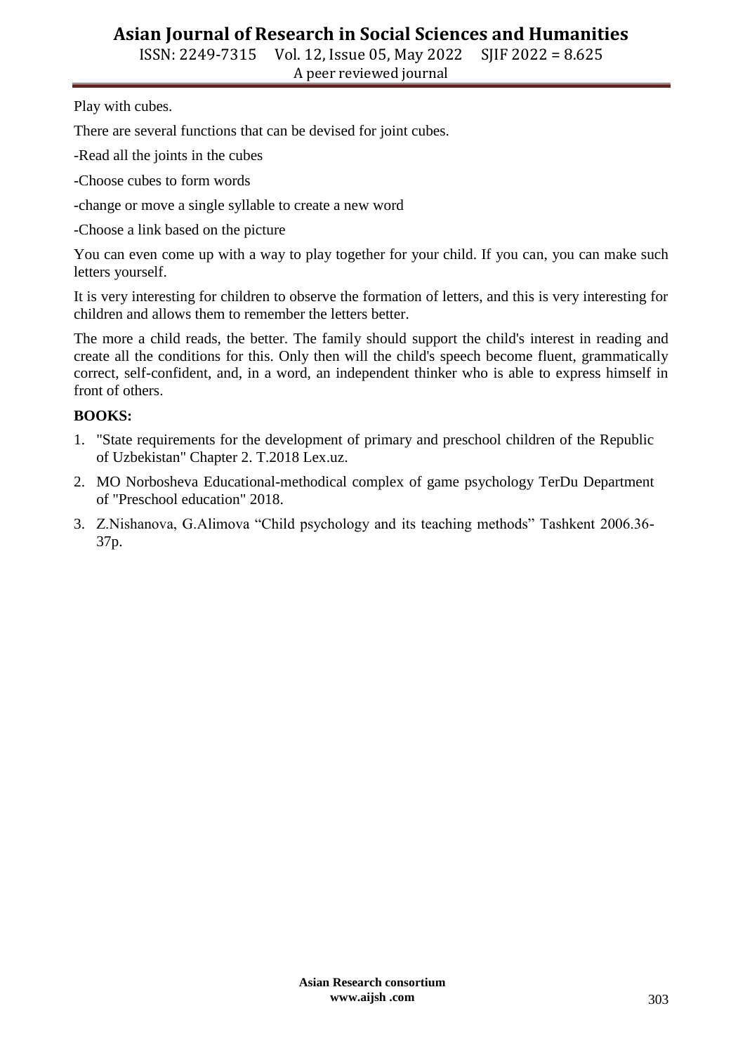Play with cubes.

There are several functions that can be devised for joint cubes.

-Read all the joints in the cubes

-Choose cubes to form words

-change or move a single syllable to create a new word

-Choose a link based on the picture

You can even come up with a way to play together for your child. If you can, you can make such letters yourself.

It is very interesting for children to observe the formation of letters, and this is very interesting for children and allows them to remember the letters better.

The more a child reads, the better. The family should support the child's interest in reading and create all the conditions for this. Only then will the child's speech become fluent, grammatically correct, self-confident, and, in a word, an independent thinker who is able to express himself in front of others.

**BOOKS:**

1. "State requirements for the development of primary and preschool children of the Republic of Uzbekistan" Chapter 2. T.2018 Lex.uz.
2. MO Norbosheva Educational-methodical complex of game psychology TerDu Department of "Preschool education" 2018.
3. Z.Nishanova, G.Alimova “Child psychology and its teaching methods” Tashkent 2006.36-37p.